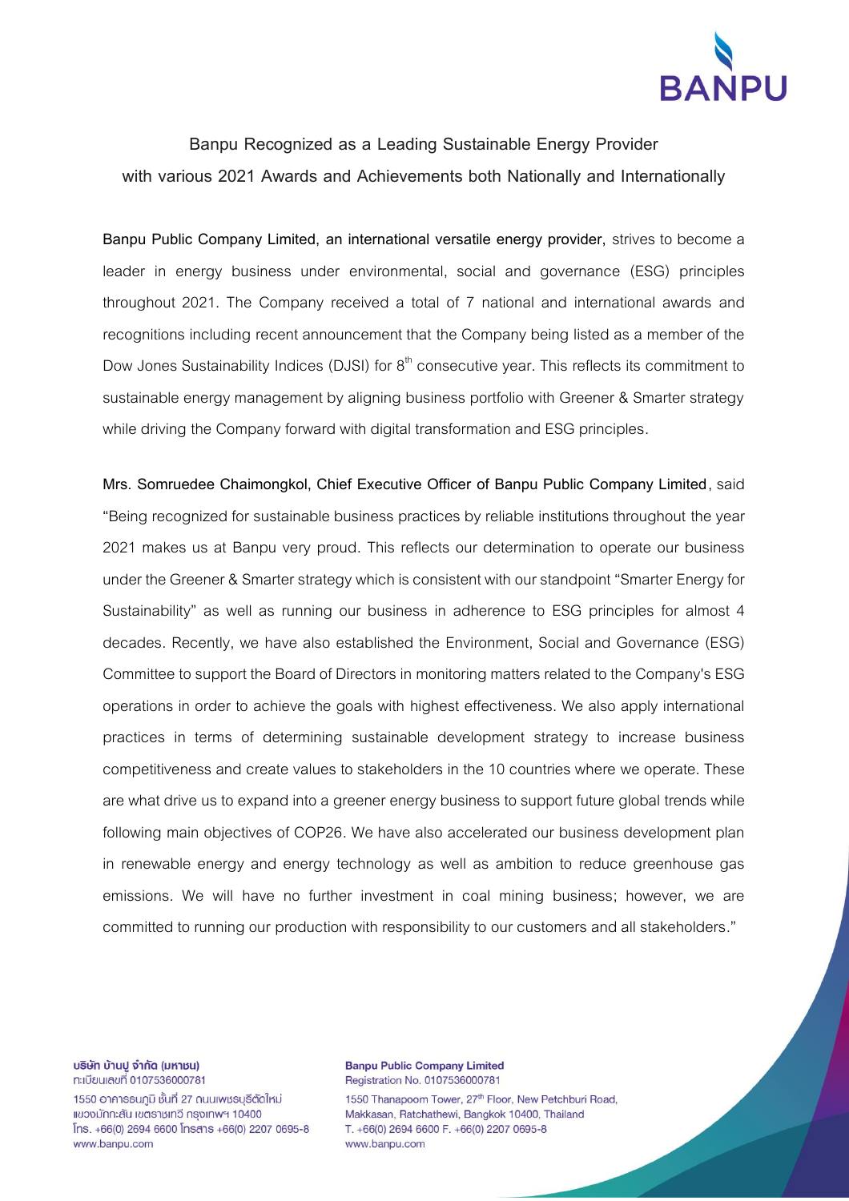# Banpu Recognized as a Leading Sustainable Energy Provider with various 2021 Awards and Achievements both Nationally and Internationally

**Banpu Public Company Limited, an international versatile energy provider,** strives to become a leader in energy business under environmental, social and governance (ESG) principles throughout 2021. The Company received a total of 7 national and international awards and recognitions including recent announcement that the Company being listed as a member of the Dow Jones Sustainability Indices (DJSI) for 8th consecutive year. This reflects its commitment to sustainable energy management by aligning business portfolio with Greener & Smarter strategy while driving the Company forward with digital transformation and ESG principles.

**Mrs. Somruedee Chaimongkol, Chief Executive Officer of Banpu Public Company Limited**, said "Being recognized for sustainable business practices by reliable institutions throughout the year 2021 makes us at Banpu very proud. This reflects our determination to operate our business under the Greener & Smarter strategy which is consistent with our standpoint "Smarter Energy for Sustainability" as well as running our business in adherence to ESG principles for almost 4 decades. Recently, we have also established the Environment, Social and Governance (ESG) Committee to support the Board of Directors in monitoring matters related to the Company's ESG operations in order to achieve the goals with highest effectiveness. We also apply international practices in terms of determining sustainable development strategy to increase business competitiveness and create values to stakeholders in the 10 countries where we operate. These are what drive us to expand into a greener energy business to support future global trends while following main objectives of COP26. We have also accelerated our business development plan in renewable energy and energy technology as well as ambition to reduce greenhouse gas emissions. We will have no further investment in coal mining business; however, we are committed to running our production with responsibility to our customers and all stakeholders."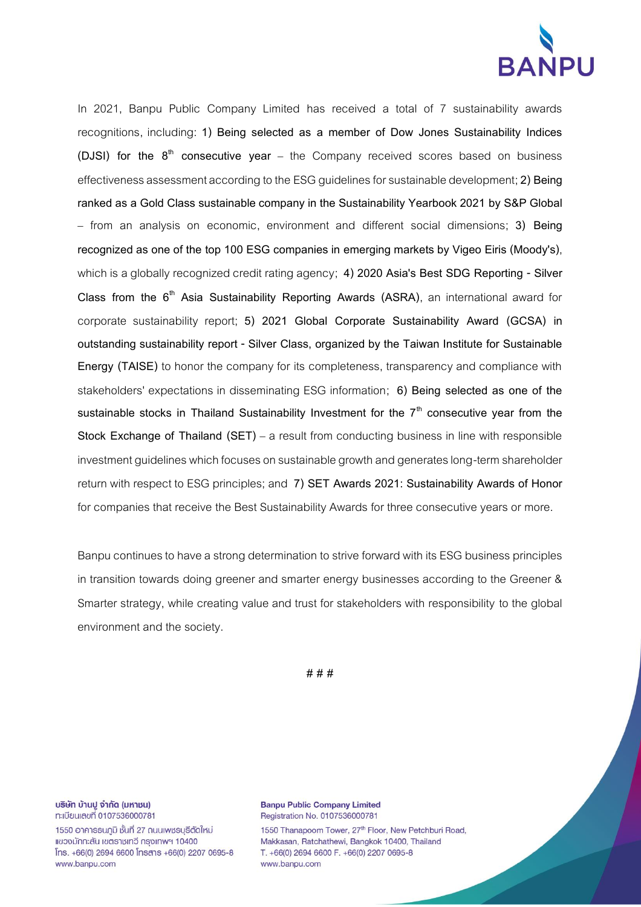In 2021, Banpu Public Company Limited has received a total of 7 sustainability awards recognitions, including: **1) Being selected as a member of Dow Jones Sustainability Indices (DJSI) for the 8th consecutive year** – the Company received scores based on business effectiveness assessment according to the ESG guidelines for sustainable development; **2) Being ranked as a Gold Class sustainable company in the Sustainability Yearbook 2021 by S&P Global** – from an analysis on economic, environment and different social dimensions; **3) Being recognized as one of the top 100 ESG companies in emerging markets by Vigeo Eiris (Moody's)**, which is a globally recognized credit rating agency; **4) 2020 Asia's Best SDG Reporting - Silver Class from the 6th Asia Sustainability Reporting Awards (ASRA)**, an international award for corporate sustainability report; **5) 2021 Global Corporate Sustainability Award (GCSA) in outstanding sustainability report - Silver Class, organized by the Taiwan Institute for Sustainable Energy (TAISE)** to honor the company for its completeness, transparency and compliance with stakeholders' expectations in disseminating ESG information; **6) Being selected as one of the sustainable stocks in Thailand Sustainability Investment for the 7th consecutive year from the Stock Exchange of Thailand (SET)** – a result from conducting business in line with responsible investment guidelines which focuses on sustainable growth and generates long-term shareholder return with respect to ESG principles; and **7) SET Awards 2021: Sustainability Awards of Honor** for companies that receive the Best Sustainability Awards for three consecutive years or more.

Banpu continues to have a strong determination to strive forward with its ESG business principles in transition towards doing greener and smarter energy businesses according to the Greener & Smarter strategy, while creating value and trust for stakeholders with responsibility to the global environment and the society.

# # #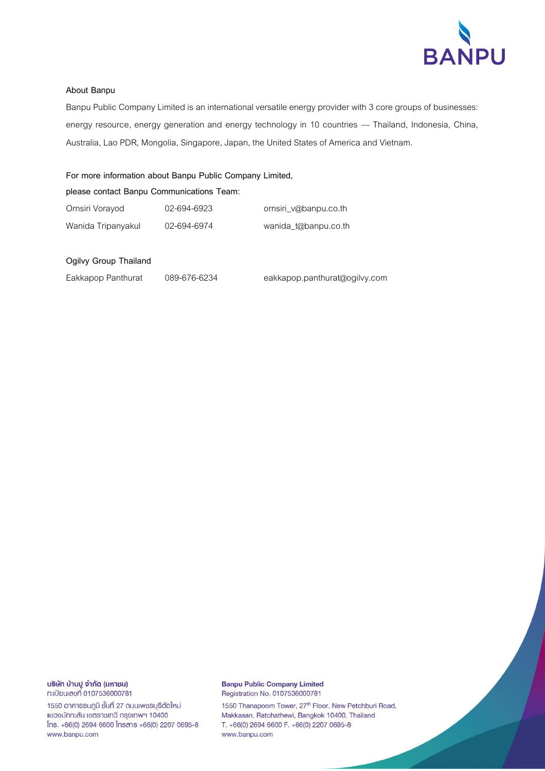**About Banpu**

Banpu Public Company Limited is an international versatile energy provider with 3 core groups of businesses: energy resource, energy generation and energy technology in 10 countries — Thailand, Indonesia, China, Australia, Lao PDR, Mongolia, Singapore, Japan, the United States of America and Vietnam.

**For more information about Banpu Public Company Limited,**

**please contact Banpu Communications Team:**

| | | |
|---|---|---|
| Ornsiri Vorayod | 02-694-6923 | ornsiri_v@banpu.co.th |
| Wanida Tripanyakul | 02-694-6974 | wanida_t@banpu.co.th |

**Ogilvy Group Thailand**

| | | |
|---|---|---|
| Eakkapop Panthurat | 089-676-6234 | eakkapop.panthurat@ogilvy.com |

**บริษัท บ้านปู จำกัด (มหาชน)**
ทะเบียนเลขที่ 0107536000781
1550 อาคารธนภูมิ ชั้นที่ 27 ถนนเพชรบุรีตัดใหม่
แขวงมักกะสัน เขตราชเทวี กรุงเทพฯ 10400
โทร. +66(0) 2694 6600 โทรสาร +66(0) 2207 0695-8
www.banpu.com

**Banpu Public Company Limited**
Registration No. 0107536000781
1550 Thanapoom Tower, 27th Floor, New Petchburi Road,
Makkasan, Ratchathewi, Bangkok 10400, Thailand
T. +66(0) 2694 6600 F. +66(0) 2207 0695-8
www.banpu.com